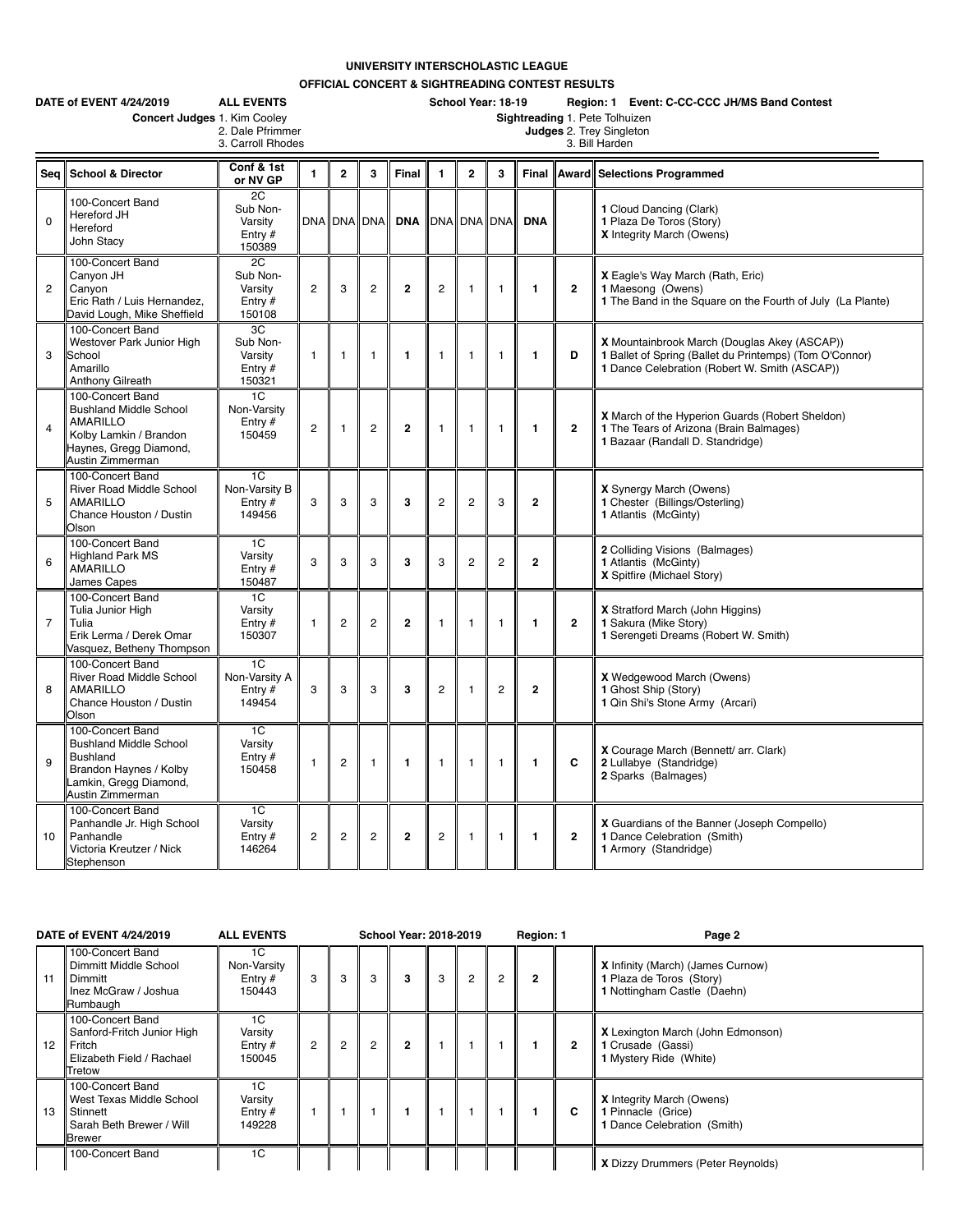# UNIVERSITY INTERSCHOLASTIC LEAGUE

## OFFICIAL CONCERT & SIGHTREADING CONTEST RESULTS

**DATE of EVENT 4/24/2019** **ALL EVENTS** **School Year: 18-19** **Region: 1 Event: C-CC-CCC JH/MS Band Contest**

**Concert Judges** 1. Kim Cooley 2. Dale Pfrimmer 3. Carroll Rhodes

**Sightreading Judges** 1. Pete Tolhuizen 2. Trey Singleton 3. Bill Harden

| Seq | School & Director | Conf & 1st or NV GP | 1 | 2 | 3 | Final | 1 | 2 | 3 | Final | Award | Selections Programmed |
|---|---|---|---|---|---|---|---|---|---|---|---|---|
| 0 | 100-Concert Band Hereford JH Hereford John Stacy | 2C Sub Non-Varsity Entry # 150389 | DNA | DNA | DNA | **DNA** | DNA | DNA | DNA | **DNA** | | **1** Cloud Dancing (Clark) **1** Plaza De Toros (Story) **X** Integrity March (Owens) |
| 2 | 100-Concert Band Canyon JH Canyon Eric Rath / Luis Hernandez, David Lough, Mike Sheffield | 2C Sub Non-Varsity Entry # 150108 | 2 | 3 | 2 | **2** | 2 | 1 | 1 | **1** | **2** | **X** Eagle's Way March (Rath, Eric) **1** Maesong (Owens) **1** The Band in the Square on the Fourth of July (La Plante) |
| 3 | 100-Concert Band Westover Park Junior High School Amarillo Anthony Gilreath | 3C Sub Non-Varsity Entry # 150321 | 1 | 1 | 1 | **1** | 1 | 1 | 1 | **1** | **D** | **X** Mountainbrook March (Douglas Akey (ASCAP)) **1** Ballet of Spring (Ballet du Printemps) (Tom O'Connor) **1** Dance Celebration (Robert W. Smith (ASCAP)) |
| 4 | 100-Concert Band Bushland Middle School AMARILLO Kolby Lamkin / Brandon Haynes, Gregg Diamond, Austin Zimmerman | 1C Non-Varsity Entry # 150459 | 2 | 1 | 2 | **2** | 1 | 1 | 1 | **1** | **2** | **X** March of the Hyperion Guards (Robert Sheldon) **1** The Tears of Arizona (Brain Balmages) **1** Bazaar (Randall D. Standridge) |
| 5 | 100-Concert Band River Road Middle School AMARILLO Chance Houston / Dustin Olson | 1C Non-Varsity B Entry # 149456 | 3 | 3 | 3 | **3** | 2 | 2 | 3 | **2** | | **X** Synergy March (Owens) **1** Chester (Billings/Osterling) **1** Atlantis (McGinty) |
| 6 | 100-Concert Band Highland Park MS AMARILLO James Capes | 1C Varsity Entry # 150487 | 3 | 3 | 3 | **3** | 3 | 2 | 2 | **2** | | **2** Colliding Visions (Balmages) **1** Atlantis (McGinty) **X** Spitfire (Michael Story) |
| 7 | 100-Concert Band Tulia Junior High Tulia Erik Lerma / Derek Omar Vasquez, Betheny Thompson | 1C Varsity Entry # 150307 | 1 | 2 | 2 | **2** | 1 | 1 | 1 | **1** | **2** | **X** Stratford March (John Higgins) **1** Sakura (Mike Story) **1** Serengeti Dreams (Robert W. Smith) |
| 8 | 100-Concert Band River Road Middle School AMARILLO Chance Houston / Dustin Olson | 1C Non-Varsity A Entry # 149454 | 3 | 3 | 3 | **3** | 2 | 1 | 2 | **2** | | **X** Wedgewood March (Owens) **1** Ghost Ship (Story) **1** Qin Shi's Stone Army (Arcari) |
| 9 | 100-Concert Band Bushland Middle School Bushland Brandon Haynes / Kolby Lamkin, Gregg Diamond, Austin Zimmerman | 1C Varsity Entry # 150458 | 1 | 2 | 1 | **1** | 1 | 1 | 1 | **1** | **C** | **X** Courage March (Bennett/ arr. Clark) **2** Lullabye (Standridge) **2** Sparks (Balmages) |
| 10 | 100-Concert Band Panhandle Jr. High School Panhandle Victoria Kreutzer / Nick Stephenson | 1C Varsity Entry # 146264 | 2 | 2 | 2 | **2** | 2 | 1 | 1 | **1** | **2** | **X** Guardians of the Banner (Joseph Compello) **1** Dance Celebration (Smith) **1** Armory (Standridge) |
| 11 | 100-Concert Band Dimmitt Middle School Dimmitt Inez McGraw / Joshua Rumbaugh | 1C Non-Varsity Entry # 150443 | 3 | 3 | 3 | **3** | 3 | 2 | 2 | **2** | | **X** Infinity (March) (James Curnow) **1** Plaza de Toros (Story) **1** Nottingham Castle (Daehn) |
| 12 | 100-Concert Band Sanford-Fritch Junior High Fritch Elizabeth Field / Rachael Tretow | 1C Varsity Entry # 150045 | 2 | 2 | 2 | **2** | 1 | 1 | 1 | **1** | **2** | **X** Lexington March (John Edmonson) **1** Crusade (Gassi) **1** Mystery Ride (White) |
| 13 | 100-Concert Band West Texas Middle School Stinnett Sarah Beth Brewer / Will Brewer | 1C Varsity Entry # 149228 | 1 | 1 | 1 | **1** | 1 | 1 | 1 | **1** | **C** | **X** Integrity March (Owens) **1** Pinnacle (Grice) **1** Dance Celebration (Smith) |
| | 100-Concert Band | 1C | | | | | | | | | | **X** Dizzy Drummers (Peter Reynolds) |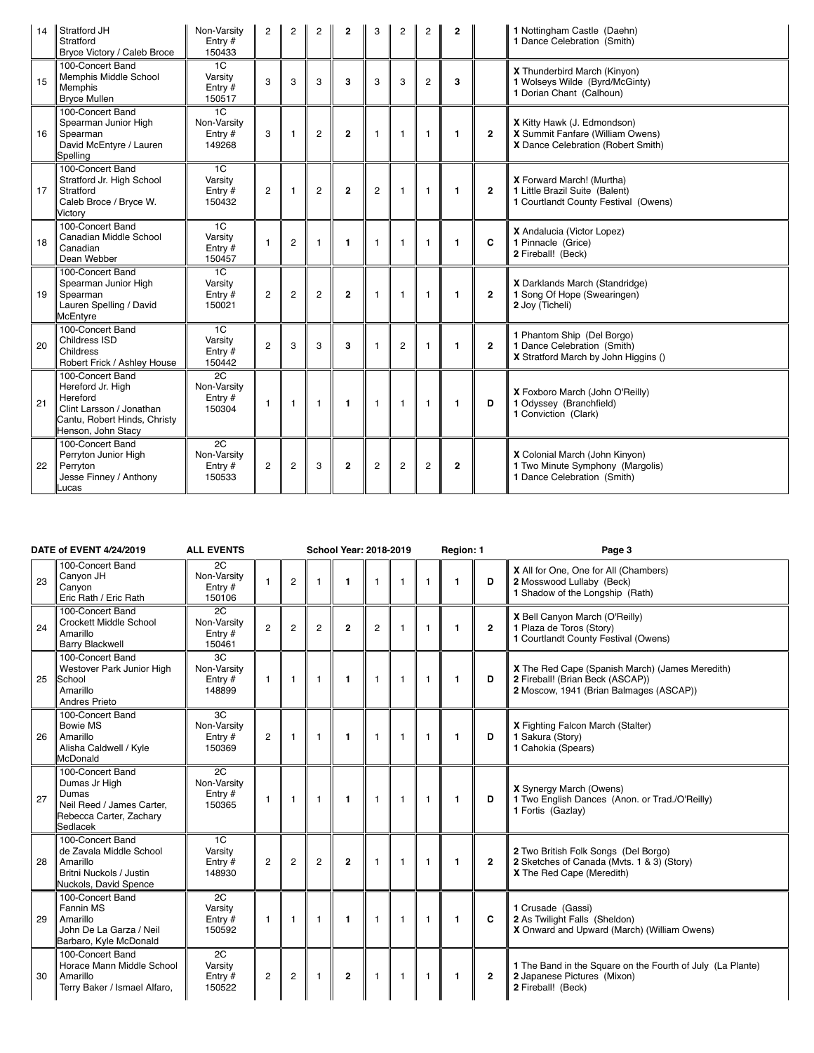| 14 | Stratford JH<br>Stratford<br>Bryce Victory / Caleb Broce | Non-Varsity<br>Entry #<br>150433 | 2 | 2 | 2 | **2** | 3 | 2 | 2 | **2** | | **1** Nottingham Castle (Daehn)<br>**1** Dance Celebration (Smith) |
|---|---|---|---|---|---|---|---|---|---|---|---|---|
| 15 | 100-Concert Band<br>Memphis Middle School<br>Memphis<br>Bryce Mullen | 1C<br>Varsity<br>Entry #<br>150517 | 3 | 3 | 3 | **3** | 3 | 3 | 2 | **3** | | **X** Thunderbird March (Kinyon)<br>**1** Wolseys Wilde (Byrd/McGinty)<br>**1** Dorian Chant (Calhoun) |
| 16 | 100-Concert Band<br>Spearman Junior High<br>Spearman<br>David McEntyre / Lauren Spelling | 1C<br>Non-Varsity<br>Entry #<br>149268 | 3 | 1 | 2 | **2** | 1 | 1 | 1 | **1** | **2** | **X** Kitty Hawk (J. Edmondson)<br>**X** Summit Fanfare (William Owens)<br>**X** Dance Celebration (Robert Smith) |
| 17 | 100-Concert Band<br>Stratford Jr. High School<br>Stratford<br>Caleb Broce / Bryce W. Victory | 1C<br>Varsity<br>Entry #<br>150432 | 2 | 1 | 2 | **2** | 2 | 1 | 1 | **1** | **2** | **X** Forward March! (Murtha)<br>**1** Little Brazil Suite (Balent)<br>**1** Courtlandt County Festival (Owens) |
| 18 | 100-Concert Band<br>Canadian Middle School<br>Canadian<br>Dean Webber | 1C<br>Varsity<br>Entry #<br>150457 | 1 | 2 | 1 | **1** | 1 | 1 | 1 | **1** | **C** | **X** Andalucia (Victor Lopez)<br>**1** Pinnacle (Grice)<br>**2** Fireball! (Beck) |
| 19 | 100-Concert Band<br>Spearman Junior High<br>Spearman<br>Lauren Spelling / David McEntyre | 1C<br>Varsity<br>Entry #<br>150021 | 2 | 2 | 2 | **2** | 1 | 1 | 1 | **1** | **2** | **X** Darklands March (Standridge)<br>**1** Song Of Hope (Swearingen)<br>**2** Joy (Ticheli) |
| 20 | 100-Concert Band<br>Childress ISD<br>Childress<br>Robert Frick / Ashley House | 1C<br>Varsity<br>Entry #<br>150442 | 2 | 3 | 3 | **3** | 1 | 2 | 1 | **1** | **2** | **1** Phantom Ship (Del Borgo)<br>**1** Dance Celebration (Smith)<br>**X** Stratford March by John Higgins () |
| 21 | 100-Concert Band<br>Hereford Jr. High<br>Hereford<br>Clint Larsson / Jonathan Cantu, Robert Hinds, Christy Henson, John Stacy | 2C<br>Non-Varsity<br>Entry #<br>150304 | 1 | 1 | 1 | **1** | 1 | 1 | 1 | **1** | **D** | **X** Foxboro March (John O'Reilly)<br>**1** Odyssey (Branchfield)<br>**1** Conviction (Clark) |
| 22 | 100-Concert Band<br>Perryton Junior High<br>Perryton<br>Jesse Finney / Anthony Lucas | 2C<br>Non-Varsity<br>Entry #<br>150533 | 2 | 2 | 3 | **2** | 2 | 2 | 2 | **2** | | **X** Colonial March (John Kinyon)<br>**1** Two Minute Symphony (Margolis)<br>**1** Dance Celebration (Smith) |

**DATE of EVENT 4/24/2019** **ALL EVENTS** **School Year: 2018-2019** **Region: 1**

| 23 | 100-Concert Band<br>Canyon JH<br>Canyon<br>Eric Rath / Eric Rath | 2C<br>Non-Varsity<br>Entry #<br>150106 | 1 | 2 | 1 | **1** | 1 | 1 | 1 | **1** | **D** | **X** All for One, One for All (Chambers)<br>**2** Mosswood Lullaby (Beck)<br>**1** Shadow of the Longship (Rath) |
|---|---|---|---|---|---|---|---|---|---|---|---|---|
| 24 | 100-Concert Band<br>Crockett Middle School<br>Amarillo<br>Barry Blackwell | 2C<br>Non-Varsity<br>Entry #<br>150461 | 2 | 2 | 2 | **2** | 2 | 1 | 1 | **1** | **2** | **X** Bell Canyon March (O'Reilly)<br>**1** Plaza de Toros (Story)<br>**1** Courtlandt County Festival (Owens) |
| 25 | 100-Concert Band<br>Westover Park Junior High School<br>Amarillo<br>Andres Prieto | 3C<br>Non-Varsity<br>Entry #<br>148899 | 1 | 1 | 1 | **1** | 1 | 1 | 1 | **1** | **D** | **X** The Red Cape (Spanish March) (James Meredith)<br>**2** Fireball! (Brian Beck (ASCAP))<br>**2** Moscow, 1941 (Brian Balmages (ASCAP)) |
| 26 | 100-Concert Band<br>Bowie MS<br>Amarillo<br>Alisha Caldwell / Kyle McDonald | 3C<br>Non-Varsity<br>Entry #<br>150369 | 2 | 1 | 1 | **1** | 1 | 1 | 1 | **1** | **D** | **X** Fighting Falcon March (Stalter)<br>**1** Sakura (Story)<br>**1** Cahokia (Spears) |
| 27 | 100-Concert Band<br>Dumas Jr High<br>Dumas<br>Neil Reed / James Carter, Rebecca Carter, Zachary Sedlacek | 2C<br>Non-Varsity<br>Entry #<br>150365 | 1 | 1 | 1 | **1** | 1 | 1 | 1 | **1** | **D** | **X** Synergy March (Owens)<br>**1** Two English Dances (Anon. or Trad./O'Reilly)<br>**1** Fortis (Gazlay) |
| 28 | 100-Concert Band<br>de Zavala Middle School<br>Amarillo<br>Britni Nuckols / Justin Nuckols, David Spence | 1C<br>Varsity<br>Entry #<br>148930 | 2 | 2 | 2 | **2** | 1 | 1 | 1 | **1** | **2** | **2** Two British Folk Songs (Del Borgo)<br>**2** Sketches of Canada (Mvts. 1 & 3) (Story)<br>**X** The Red Cape (Meredith) |
| 29 | 100-Concert Band<br>Fannin MS<br>Amarillo<br>John De La Garza / Neil Barbaro, Kyle McDonald | 2C<br>Varsity<br>Entry #<br>150592 | 1 | 1 | 1 | **1** | 1 | 1 | 1 | **1** | **C** | **1** Crusade (Gassi)<br>**2** As Twilight Falls (Sheldon)<br>**X** Onward and Upward (March) (William Owens) |
| 30 | 100-Concert Band<br>Horace Mann Middle School<br>Amarillo<br>Terry Baker / Ismael Alfaro, | 2C<br>Varsity<br>Entry #<br>150522 | 2 | 2 | 1 | **2** | 1 | 1 | 1 | **1** | **2** | **1** The Band in the Square on the Fourth of July (La Plante)<br>**2** Japanese Pictures (Mixon)<br>**2** Fireball! (Beck) |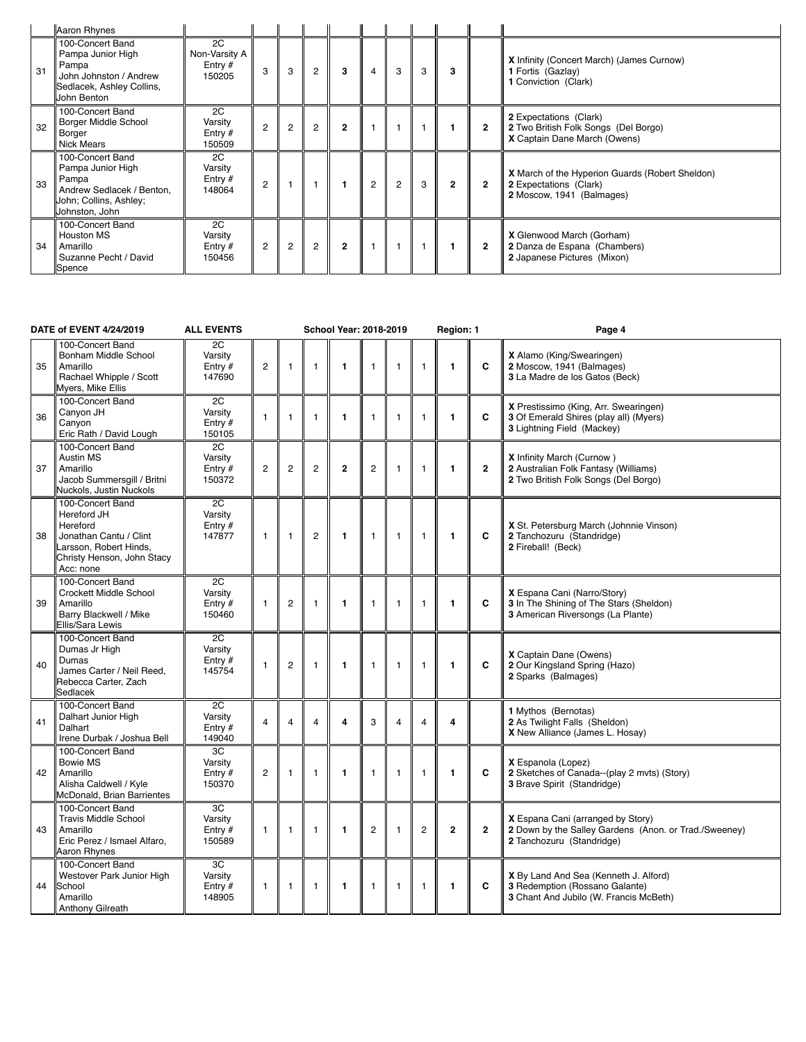| | | | | | | | | | | | | | |
|---|---|---|---|---|---|---|---|---|---|---|---|---|---|
| | Aaron Rhynes | | | | | | | | | | | | |
| 31 | 100-Concert Band<br>Pampa Junior High<br>Pampa<br>John Johnston / Andrew Sedlacek, Ashley Collins, John Benton | 2C<br>Non-Varsity A<br>Entry #<br>150205 | 3 | 3 | 2 | **3** | 4 | 3 | 3 | **3** | | | **X** Infinity (Concert March) (James Curnow)<br>**1** Fortis (Gazlay)<br>**1** Conviction (Clark) |
| 32 | 100-Concert Band<br>Borger Middle School<br>Borger<br>Nick Mears | 2C<br>Varsity<br>Entry #<br>150509 | 2 | 2 | 2 | **2** | 1 | 1 | 1 | **1** | **2** | | **2** Expectations (Clark)<br>**2** Two British Folk Songs (Del Borgo)<br>**X** Captain Dane March (Owens) |
| 33 | 100-Concert Band<br>Pampa Junior High<br>Pampa<br>Andrew Sedlacek / Benton, John; Collins, Ashley; Johnston, John | 2C<br>Varsity<br>Entry #<br>148064 | 2 | 1 | 1 | **1** | 2 | 2 | 3 | **2** | **2** | | **X** March of the Hyperion Guards (Robert Sheldon)<br>**2** Expectations (Clark)<br>**2** Moscow, 1941 (Balmages) |
| 34 | 100-Concert Band<br>Houston MS<br>Amarillo<br>Suzanne Pecht / David Spence | 2C<br>Varsity<br>Entry #<br>150456 | 2 | 2 | 2 | **2** | 1 | 1 | 1 | **1** | **2** | | **X** Glenwood March (Gorham)<br>**2** Danza de Espana (Chambers)<br>**2** Japanese Pictures (Mixon) |

**DATE of EVENT 4/24/2019** **ALL EVENTS** **School Year: 2018-2019** **Region: 1** **Page 4**

| | | | | | | | | | | | | |
|---|---|---|---|---|---|---|---|---|---|---|---|---|
| 35 | 100-Concert Band<br>Bonham Middle School<br>Amarillo<br>Rachael Whipple / Scott Myers, Mike Ellis | 2C<br>Varsity<br>Entry #<br>147690 | 2 | 1 | 1 | **1** | 1 | 1 | 1 | **1** | **C** | **X** Alamo (King/Swearingen)<br>**2** Moscow, 1941 (Balmages)<br>**3** La Madre de los Gatos (Beck) |
| 36 | 100-Concert Band<br>Canyon JH<br>Canyon<br>Eric Rath / David Lough | 2C<br>Varsity<br>Entry #<br>150105 | 1 | 1 | 1 | **1** | 1 | 1 | 1 | **1** | **C** | **X** Prestissimo (King, Arr. Swearingen)<br>**3** Of Emerald Shires (play all) (Myers)<br>**3** Lightning Field (Mackey) |
| 37 | 100-Concert Band<br>Austin MS<br>Amarillo<br>Jacob Summersgill / Britni Nuckols, Justin Nuckols | 2C<br>Varsity<br>Entry #<br>150372 | 2 | 2 | 2 | **2** | 2 | 1 | 1 | **1** | **2** | **X** Infinity March (Curnow )<br>**2** Australian Folk Fantasy (Williams)<br>**2** Two British Folk Songs (Del Borgo) |
| 38 | 100-Concert Band<br>Hereford JH<br>Hereford<br>Jonathan Cantu / Clint Larsson, Robert Hinds, Christy Henson, John Stacy<br>Acc: none | 2C<br>Varsity<br>Entry #<br>147877 | 1 | 1 | 2 | **1** | 1 | 1 | 1 | **1** | **C** | **X** St. Petersburg March (Johnnie Vinson)<br>**2** Tanchozuru (Standridge)<br>**2** Fireball! (Beck) |
| 39 | 100-Concert Band<br>Crockett Middle School<br>Amarillo<br>Barry Blackwell / Mike Ellis/Sara Lewis | 2C<br>Varsity<br>Entry #<br>150460 | 1 | 2 | 1 | **1** | 1 | 1 | 1 | **1** | **C** | **X** Espana Cani (Narro/Story)<br>**3** In The Shining of The Stars (Sheldon)<br>**3** American Riversongs (La Plante) |
| 40 | 100-Concert Band<br>Dumas Jr High<br>Dumas<br>James Carter / Neil Reed, Rebecca Carter, Zach Sedlacek | 2C<br>Varsity<br>Entry #<br>145754 | 1 | 2 | 1 | **1** | 1 | 1 | 1 | **1** | **C** | **X** Captain Dane (Owens)<br>**2** Our Kingsland Spring (Hazo)<br>**2** Sparks (Balmages) |
| 41 | 100-Concert Band<br>Dalhart Junior High<br>Dalhart<br>Irene Durbak / Joshua Bell | 2C<br>Varsity<br>Entry #<br>149040 | 4 | 4 | 4 | **4** | 3 | 4 | 4 | **4** | | **1** Mythos (Bernotas)<br>**2** As Twilight Falls (Sheldon)<br>**X** New Alliance (James L. Hosay) |
| 42 | 100-Concert Band<br>Bowie MS<br>Amarillo<br>Alisha Caldwell / Kyle McDonald, Brian Barrientes | 3C<br>Varsity<br>Entry #<br>150370 | 2 | 1 | 1 | **1** | 1 | 1 | 1 | **1** | **C** | **X** Espanola (Lopez)<br>**2** Sketches of Canada--(play 2 mvts) (Story)<br>**3** Brave Spirit (Standridge) |
| 43 | 100-Concert Band<br>Travis Middle School<br>Amarillo<br>Eric Perez / Ismael Alfaro, Aaron Rhynes | 3C<br>Varsity<br>Entry #<br>150589 | 1 | 1 | 1 | **1** | 2 | 1 | 2 | **2** | **2** | **X** Espana Cani (arranged by Story)<br>**2** Down by the Salley Gardens (Anon. or Trad./Sweeney)<br>**2** Tanchozuru (Standridge) |
| 44 | 100-Concert Band<br>Westover Park Junior High School<br>Amarillo<br>Anthony Gilreath | 3C<br>Varsity<br>Entry #<br>148905 | 1 | 1 | 1 | **1** | 1 | 1 | 1 | **1** | **C** | **X** By Land And Sea (Kenneth J. Alford)<br>**3** Redemption (Rossano Galante)<br>**3** Chant And Jubilo (W. Francis McBeth) |